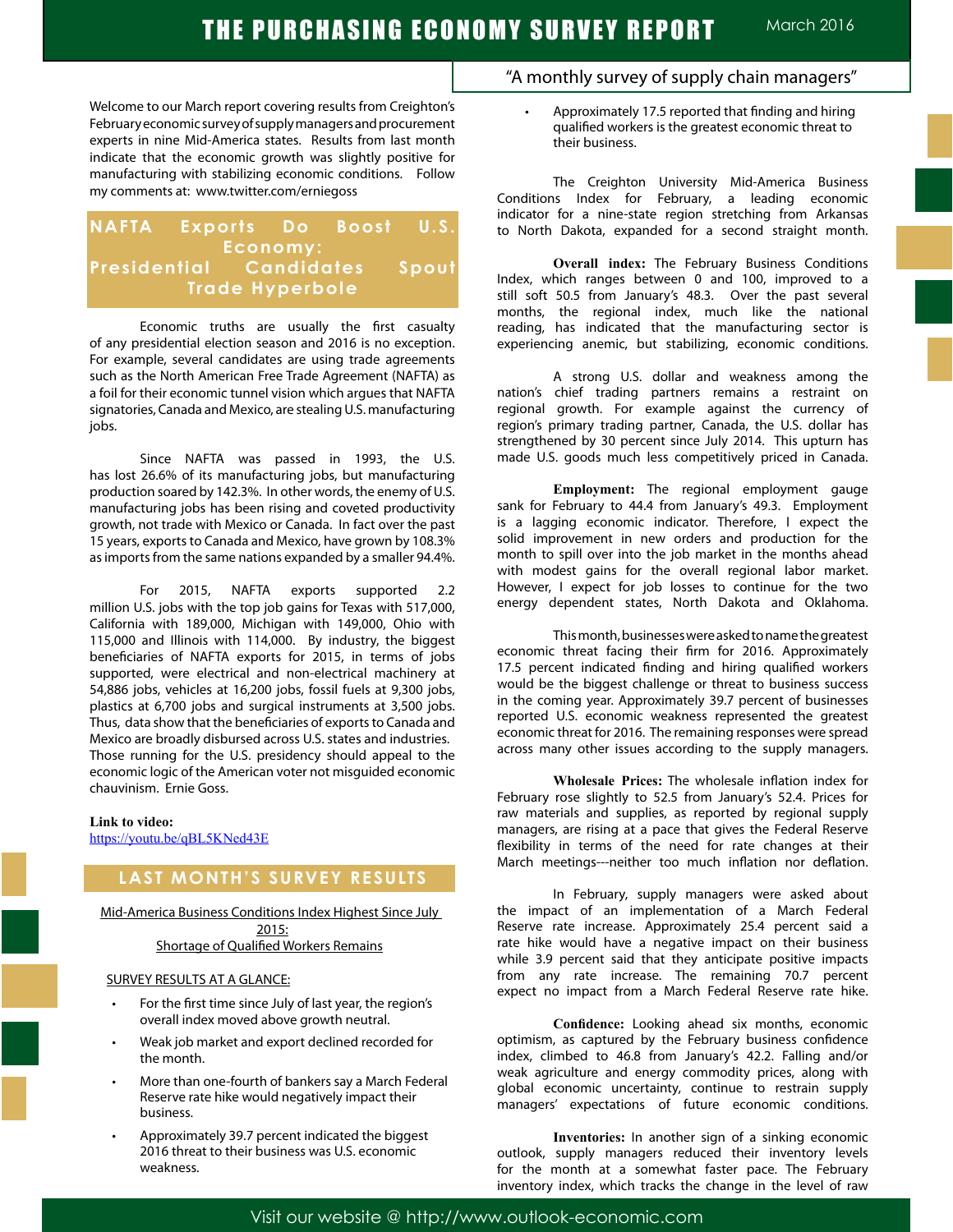# THE PURCHASING ECONOMY SURVEY REPORT

March 2016

"A monthly survey of supply chain managers"

Welcome to our March report covering results from Creighton's February economic survey of supply managers and procurement experts in nine Mid-America states. Results from last month indicate that the economic growth was slightly positive for manufacturing with stabilizing economic conditions. Follow my comments at: www.twitter.com/erniegoss

## NAFTA Exports Do Boost U.S. Economy: Presidential Candidates Spout Trade Hyperbole

Economic truths are usually the first casualty of any presidential election season and 2016 is no exception. For example, several candidates are using trade agreements such as the North American Free Trade Agreement (NAFTA) as a foil for their economic tunnel vision which argues that NAFTA signatories, Canada and Mexico, are stealing U.S. manufacturing jobs.

Since NAFTA was passed in 1993, the U.S. has lost 26.6% of its manufacturing jobs, but manufacturing production soared by 142.3%. In other words, the enemy of U.S. manufacturing jobs has been rising and coveted productivity growth, not trade with Mexico or Canada. In fact over the past 15 years, exports to Canada and Mexico, have grown by 108.3% as imports from the same nations expanded by a smaller 94.4%.

For 2015, NAFTA exports supported 2.2 million U.S. jobs with the top job gains for Texas with 517,000, California with 189,000, Michigan with 149,000, Ohio with 115,000 and Illinois with 114,000. By industry, the biggest beneficiaries of NAFTA exports for 2015, in terms of jobs supported, were electrical and non-electrical machinery at 54,886 jobs, vehicles at 16,200 jobs, fossil fuels at 9,300 jobs, plastics at 6,700 jobs and surgical instruments at 3,500 jobs. Thus, data show that the beneficiaries of exports to Canada and Mexico are broadly disbursed across U.S. states and industries. Those running for the U.S. presidency should appeal to the economic logic of the American voter not misguided economic chauvinism. Ernie Goss.

**Link to video:**
https://youtu.be/qBL5KNed43E

## LAST MONTH'S SURVEY RESULTS

Mid-America Business Conditions Index Highest Since July 2015:
Shortage of Qualified Workers Remains

SURVEY RESULTS AT A GLANCE:

- For the first time since July of last year, the region's overall index moved above growth neutral.
- Weak job market and export declined recorded for the month.
- More than one-fourth of bankers say a March Federal Reserve rate hike would negatively impact their business.
- Approximately 39.7 percent indicated the biggest 2016 threat to their business was U.S. economic weakness.
- Approximately 17.5 reported that finding and hiring qualified workers is the greatest economic threat to their business.

The Creighton University Mid-America Business Conditions Index for February, a leading economic indicator for a nine-state region stretching from Arkansas to North Dakota, expanded for a second straight month.

**Overall index:** The February Business Conditions Index, which ranges between 0 and 100, improved to a still soft 50.5 from January's 48.3. Over the past several months, the regional index, much like the national reading, has indicated that the manufacturing sector is experiencing anemic, but stabilizing, economic conditions.

A strong U.S. dollar and weakness among the nation's chief trading partners remains a restraint on regional growth. For example against the currency of region's primary trading partner, Canada, the U.S. dollar has strengthened by 30 percent since July 2014. This upturn has made U.S. goods much less competitively priced in Canada.

**Employment:** The regional employment gauge sank for February to 44.4 from January's 49.3. Employment is a lagging economic indicator. Therefore, I expect the solid improvement in new orders and production for the month to spill over into the job market in the months ahead with modest gains for the overall regional labor market. However, I expect for job losses to continue for the two energy dependent states, North Dakota and Oklahoma.

This month, businesses were asked to name the greatest economic threat facing their firm for 2016. Approximately 17.5 percent indicated finding and hiring qualified workers would be the biggest challenge or threat to business success in the coming year. Approximately 39.7 percent of businesses reported U.S. economic weakness represented the greatest economic threat for 2016. The remaining responses were spread across many other issues according to the supply managers.

**Wholesale Prices:** The wholesale inflation index for February rose slightly to 52.5 from January's 52.4. Prices for raw materials and supplies, as reported by regional supply managers, are rising at a pace that gives the Federal Reserve flexibility in terms of the need for rate changes at their March meetings---neither too much inflation nor deflation.

In February, supply managers were asked about the impact of an implementation of a March Federal Reserve rate increase. Approximately 25.4 percent said a rate hike would have a negative impact on their business while 3.9 percent said that they anticipate positive impacts from any rate increase. The remaining 70.7 percent expect no impact from a March Federal Reserve rate hike.

**Confidence:** Looking ahead six months, economic optimism, as captured by the February business confidence index, climbed to 46.8 from January's 42.2. Falling and/or weak agriculture and energy commodity prices, along with global economic uncertainty, continue to restrain supply managers' expectations of future economic conditions.

**Inventories:** In another sign of a sinking economic outlook, supply managers reduced their inventory levels for the month at a somewhat faster pace. The February inventory index, which tracks the change in the level of raw

Visit our website @ http://www.outlook-economic.com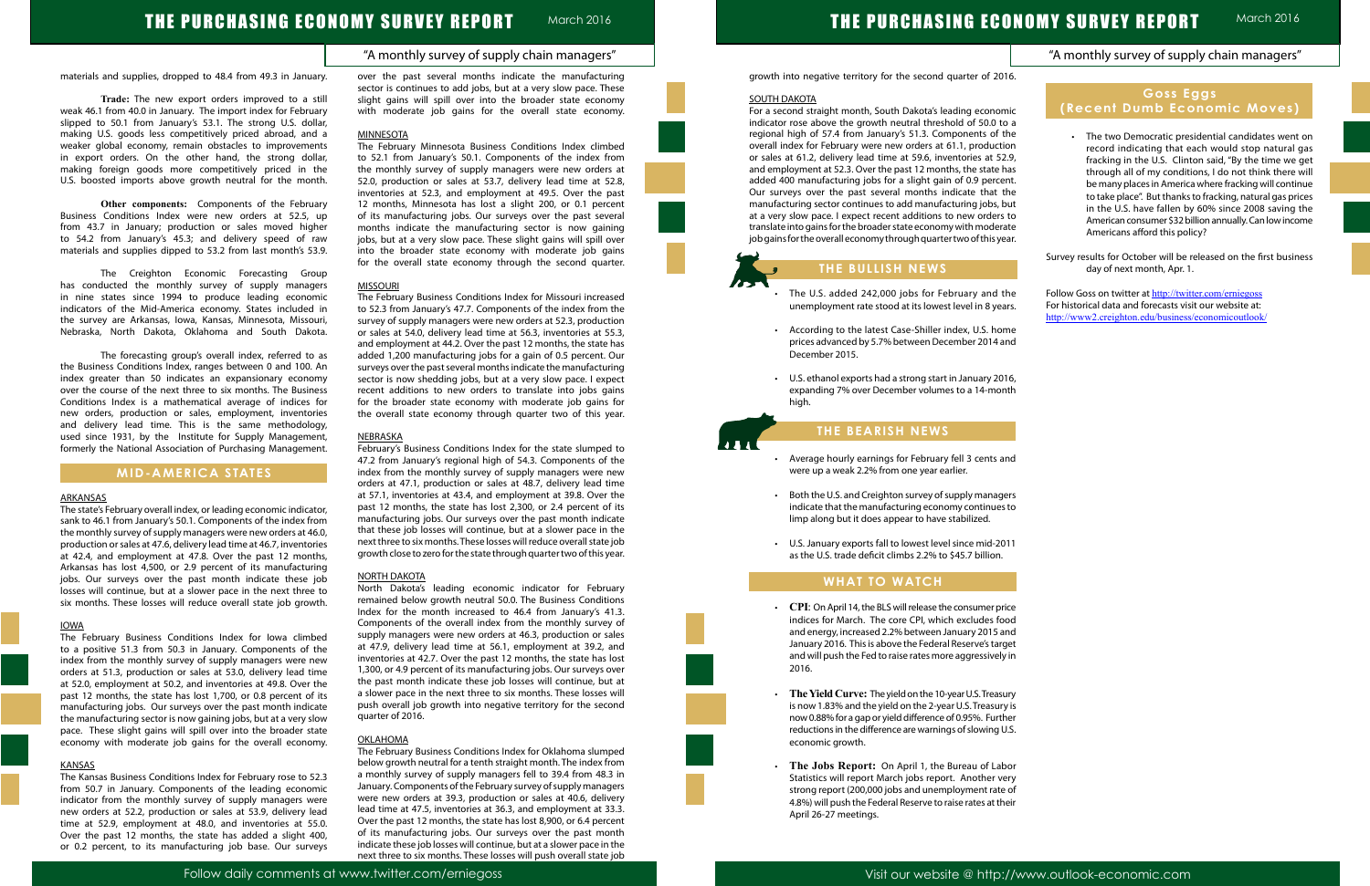materials and supplies, dropped to 48.4 from 49.3 in January.

**Trade:** The new export orders improved to a still weak 46.1 from 40.0 in January. The import index for February slipped to 50.1 from January's 53.1. The strong U.S. dollar, making U.S. goods less competitively priced abroad, and a weaker global economy, remain obstacles to improvements in export orders. On the other hand, the strong dollar, making foreign goods more competitively priced in the U.S. boosted imports above growth neutral for the month.

**Other components:** Components of the February Business Conditions Index were new orders at 52.5, up from 43.7 in January; production or sales moved higher to 54.2 from January's 45.3; and delivery speed of raw materials and supplies dipped to 53.2 from last month's 53.9.

The Creighton Economic Forecasting Group has conducted the monthly survey of supply managers in nine states since 1994 to produce leading economic indicators of the Mid-America economy. States included in the survey are Arkansas, Iowa, Kansas, Minnesota, Missouri, Nebraska, North Dakota, Oklahoma and South Dakota.

The forecasting group's overall index, referred to as the Business Conditions Index, ranges between 0 and 100. An index greater than 50 indicates an expansionary economy over the course of the next three to six months. The Business Conditions Index is a mathematical average of indices for new orders, production or sales, employment, inventories and delivery lead time. This is the same methodology, used since 1931, by the Institute for Supply Management, formerly the National Association of Purchasing Management.

## MID-AMERICA STATES

### ARKANSAS

The state's February overall index, or leading economic indicator, sank to 46.1 from January's 50.1. Components of the index from the monthly survey of supply managers were new orders at 46.0, production or sales at 47.6, delivery lead time at 46.7, inventories at 42.4, and employment at 47.8. Over the past 12 months, Arkansas has lost 4,500, or 2.9 percent of its manufacturing jobs. Our surveys over the past month indicate these job losses will continue, but at a slower pace in the next three to six months. These losses will reduce overall state job growth.

### IOWA

The February Business Conditions Index for Iowa climbed to a positive 51.3 from 50.3 in January. Components of the index from the monthly survey of supply managers were new orders at 51.3, production or sales at 53.0, delivery lead time at 52.0, employment at 50.2, and inventories at 49.8. Over the past 12 months, the state has lost 1,700, or 0.8 percent of its manufacturing jobs. Our surveys over the past month indicate the manufacturing sector is now gaining jobs, but at a very slow pace. These slight gains will spill over into the broader state economy with moderate job gains for the overall economy.

### KANSAS

The Kansas Business Conditions Index for February rose to 52.3 from 50.7 in January. Components of the leading economic indicator from the monthly survey of supply managers were new orders at 52.2, production or sales at 53.9, delivery lead time at 52.9, employment at 48.0, and inventories at 55.0. Over the past 12 months, the state has added a slight 400, or 0.2 percent, to its manufacturing job base. Our surveys over the past several months indicate the manufacturing sector is continues to add jobs, but at a very slow pace. These slight gains will spill over into the broader state economy with moderate job gains for the overall state economy.

### MINNESOTA

The February Minnesota Business Conditions Index climbed to 52.1 from January's 50.1. Components of the index from the monthly survey of supply managers were orders at 52.0, production or sales at 53.7, delivery lead time at 52.8, inventories at 52.3, and employment at 49.5. Over the past 12 months, Minnesota has lost a slight 200, or 0.1 percent of its manufacturing jobs. Our surveys over the past several months indicate the manufacturing sector is now gaining jobs, but at a very slow pace. These slight gains will spill over into the broader state economy with moderate job gains for the overall state economy through the second quarter.

### MISSOURI

The February Business Conditions Index for Missouri increased to 52.3 from January's 47.7. Components of the index from the survey of supply managers were new orders at 52.3, production or sales at 54.0, delivery lead time at 56.3, inventories at 55.3, and employment at 44.2. Over the past 12 months, the state has added 1,200 manufacturing jobs for a gain of 0.5 percent. Our surveys over the past several months indicate the manufacturing sector is now shedding jobs, but at a very slow pace. I expect recent additions to new orders to translate into jobs gains for the broader state economy with moderate job gains for the overall state economy through quarter two of this year.

### NEBRASKA

February's Business Conditions Index for the state slumped to 47.2 from January's regional high of 54.3. Components of the index from the monthly survey of supply managers were new orders at 47.1, production or sales at 48.7, delivery lead time at 57.1, inventories at 43.4, and employment at 39.8. Over the past 12 months, the state has lost 2,300, or 2.4 percent of its manufacturing jobs. Our surveys over the past month indicate that these job losses will continue, but at a slower pace in the next three to six months. These losses will reduce overall state job growth close to zero for the state through quarter two of this year.

### NORTH DAKOTA

North Dakota's leading economic indicator for February remained below growth neutral 50.0. The Business Conditions Index for the month increased to 46.4 from January's 41.3. Components of the overall index from the monthly survey of supply managers were new orders at 46.3, production or sales at 47.9, delivery lead time at 56.1, employment at 39.2, and inventories at 42.7. Over the past 12 months, the state has lost 1,300, or 4.9 percent of its manufacturing jobs. Our surveys over the past month indicate these job losses will continue, but at a slower pace in the next three to six months. These losses will push overall job growth into negative territory for the second quarter of 2016.

### OKLAHOMA

The February Business Conditions Index for Oklahoma slumped below growth neutral for a tenth straight month. The index from a monthly survey of supply managers fell to 39.4 from 48.3 in January. Components of the February survey of supply managers were new orders at 39.3, production or sales at 40.6, delivery lead time at 47.5, inventories at 36.3, and employment at 33.3. Over the past 12 months, the state has lost 8,900, or 6.4 percent of its manufacturing jobs. Our surveys over the past month indicate these job losses will continue, but at a slower pace in the next three to six months. These losses will push overall state job growth into negative territory for the second quarter of 2016.

### SOUTH DAKOTA

For a second straight month, South Dakota's leading economic indicator rose above the growth neutral threshold of 50.0 to a regional high of 57.4 from January's 51.3. Components of the overall index for February were new orders at 61.1, production or sales at 61.2, delivery lead time at 59.6, inventories at 52.9, and employment at 52.3. Over the past 12 months, the state has added 400 manufacturing jobs for a slight gain of 0.9 percent. Our surveys over the past several months indicate that the manufacturing sector continues to add manufacturing jobs, but at a very slow pace. I expect recent additions to new orders to translate into gains for the broader state economy with moderate job gains for the overall economy through quarter two of this year.

## THE BULLISH NEWS

- The U.S. added 242,000 jobs for February and the unemployment rate stood at its lowest level in 8 years.
- According to the latest Case-Shiller index, U.S. home prices advanced by 5.7% between December 2014 and December 2015.
- U.S. ethanol exports had a strong start in January 2016, expanding 7% over December volumes to a 14-month high.

## THE BEARISH NEWS

- Average hourly earnings for February fell 3 cents and were up a weak 2.2% from one year earlier.
- Both the U.S. and Creighton survey of supply managers indicate that the manufacturing economy continues to limp along but it does appear to have stabilized.
- U.S. January exports fall to lowest level since mid-2011 as the U.S. trade deficit climbs 2.2% to $45.7 billion.

## WHAT TO WATCH

- **CPI**: On April 14, the BLS will release the consumer price indices for March. The core CPI, which excludes food and energy, increased 2.2% between January 2015 and January 2016. This is above the Federal Reserve's target and will push the Fed to raise rates more aggressively in 2016.
- **The Yield Curve:** The yield on the 10-year U.S. Treasury is now 1.83% and the yield on the 2-year U.S. Treasury is now 0.88% for a gap or yield difference of 0.95%. Further reductions in the difference are warnings of slowing U.S. economic growth.
- **The Jobs Report:** On April 1, the Bureau of Labor Statistics will report March jobs report. Another very strong report (200,000 jobs and unemployment rate of 4.8%) will push the Federal Reserve to raise rates at their April 26-27 meetings.

## Goss Eggs (Recent Dumb Economic Moves)

- The two Democratic presidential candidates went on record indicating that each would stop natural gas fracking in the U.S. Clinton said, "By the time we get through all of my conditions, I do not think there will be many places in America where fracking will continue to take place". But thanks to fracking, natural gas prices in the U.S. have fallen by 60% since 2008 saving the American consumer $32 billion annually. Can low income Americans afford this policy?

Survey results for October will be released on the first business day of next month, Apr. 1.

Follow Goss on twitter at http://twitter.com/erniegoss
For historical data and forecasts visit our website at:
http://www2.creighton.edu/business/economicoutlook/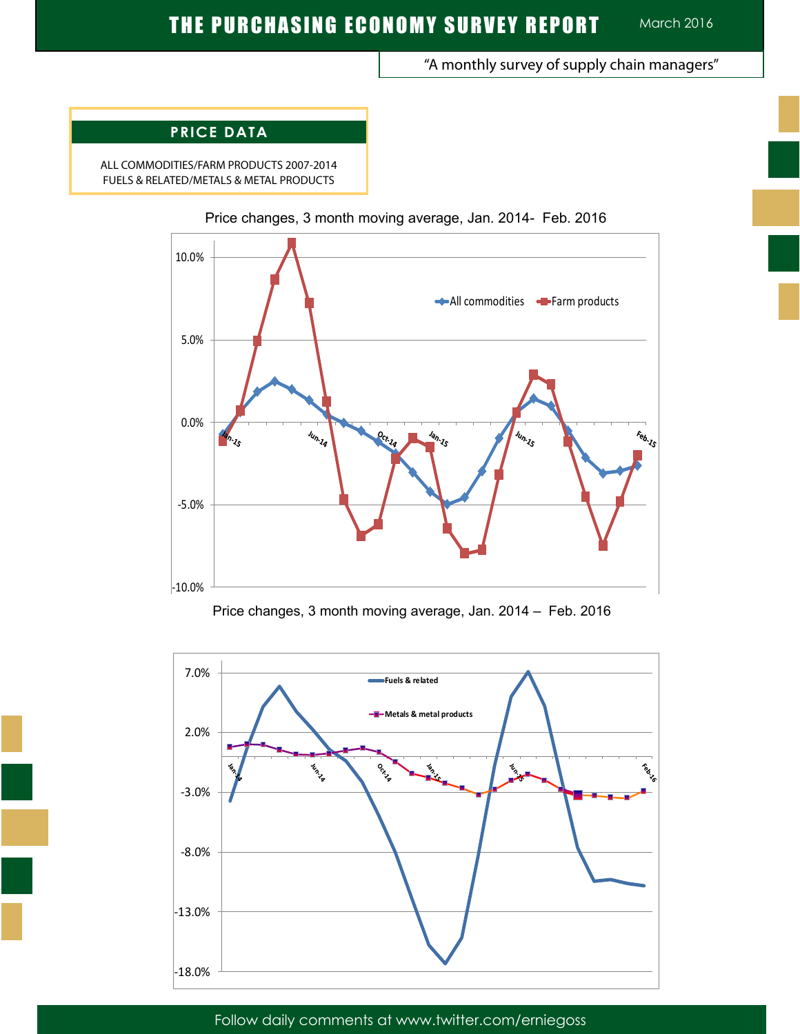# THE PURCHASING ECONOMY SURVEY REPORT

March 2016

"A monthly survey of supply chain managers"

## PRICE DATA

ALL COMMODITIES/FARM PRODUCTS 2007-2014
FUELS & RELATED/METALS & METAL PRODUCTS

Price changes, 3 month moving average, Jan. 2014- Feb. 2016

10.0%
5.0%
0.0%
-5.0%
-10.0%

Jan-15
Jun-14
Oct-14
Jan-15
Jun-15
Feb-15

All commodities
Farm products

Price changes, 3 month moving average, Jan. 2014 – Feb. 2016

7.0%
2.0%
-3.0%
-8.0%
-13.0%
-18.0%

Jan-14
Jun-14
Oct-14
Jan-15
Jun-15
Feb-16

Fuels & related
Metals & metal products

Follow daily comments at www.twitter.com/erniegoss